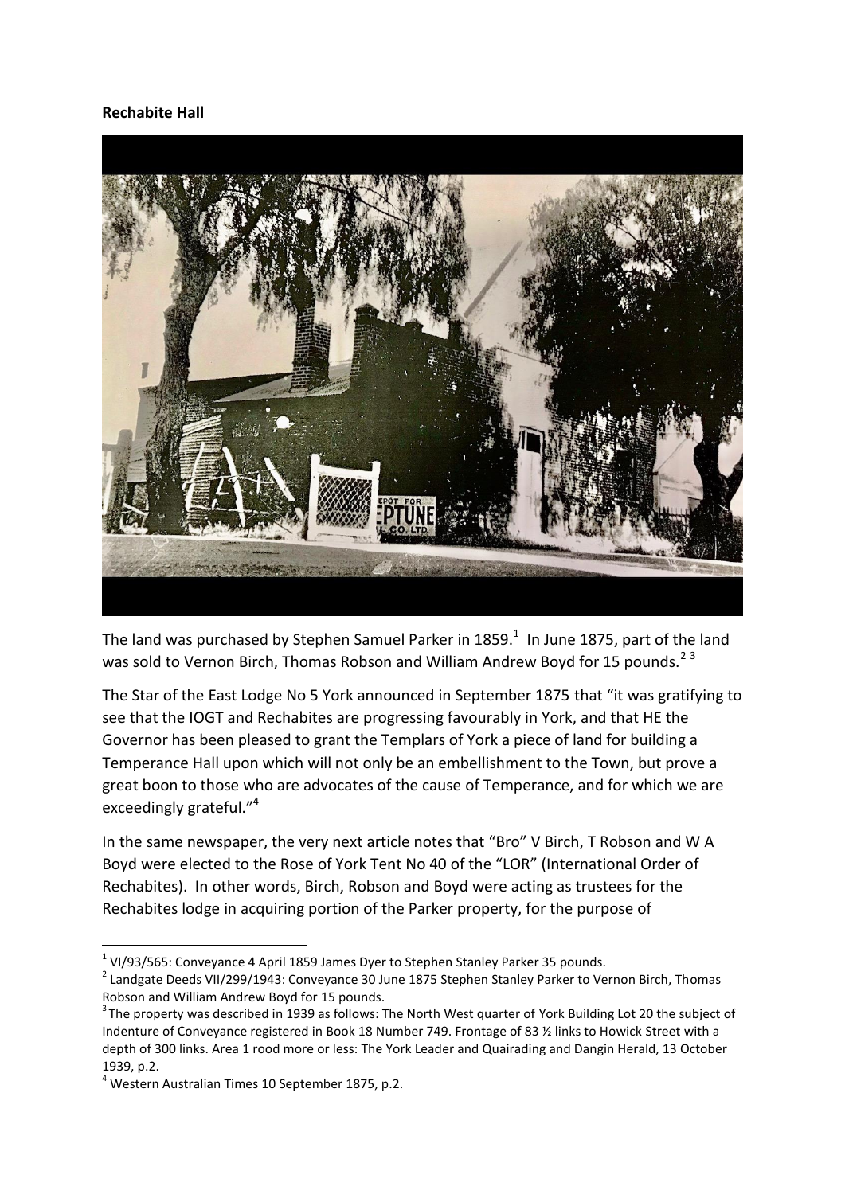**Rechabite Hall**

The land was purchased by Stephen Samuel Parker in 1859.[1] In June 1875, part of the land was sold to Vernon Birch, Thomas Robson and William Andrew Boyd for 15 pounds.[2 3]

The Star of the East Lodge No 5 York announced in September 1875 that "it was gratifying to see that the IOGT and Rechabites are progressing favourably in York, and that HE the Governor has been pleased to grant the Templars of York a piece of land for building a Temperance Hall upon which will not only be an embellishment to the Town, but prove a great boon to those who are advocates of the cause of Temperance, and for which we are exceedingly grateful."[4]

In the same newspaper, the very next article notes that "Bro" V Birch, T Robson and W A Boyd were elected to the Rose of York Tent No 40 of the "LOR" (International Order of Rechabites). In other words, Birch, Robson and Boyd were acting as trustees for the Rechabites lodge in acquiring portion of the Parker property, for the purpose of

---

[1] VI/93/565: Conveyance 4 April 1859 James Dyer to Stephen Stanley Parker 35 pounds.

[2] Landgate Deeds VII/299/1943: Conveyance 30 June 1875 Stephen Stanley Parker to Vernon Birch, Thomas Robson and William Andrew Boyd for 15 pounds.

[3] The property was described in 1939 as follows: The North West quarter of York Building Lot 20 the subject of Indenture of Conveyance registered in Book 18 Number 749. Frontage of 83 ½ links to Howick Street with a depth of 300 links. Area 1 rood more or less: The York Leader and Quairading and Dangin Herald, 13 October 1939, p.2.

[4] Western Australian Times 10 September 1875, p.2.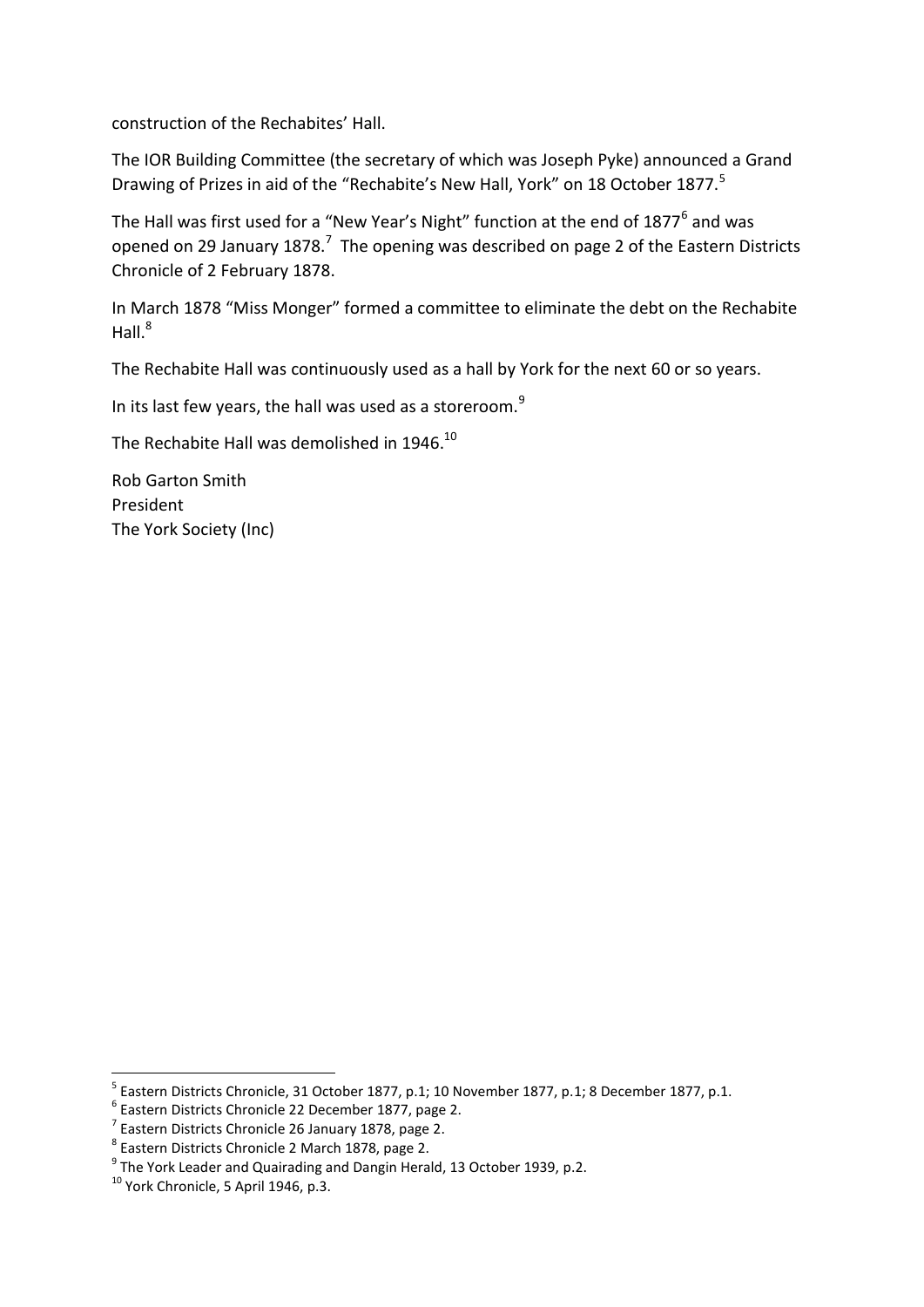construction of the Rechabites' Hall.

The IOR Building Committee (the secretary of which was Joseph Pyke) announced a Grand Drawing of Prizes in aid of the "Rechabite's New Hall, York" on 18 October 1877.[5]

The Hall was first used for a "New Year's Night" function at the end of 1877[6] and was opened on 29 January 1878.[7] The opening was described on page 2 of the Eastern Districts Chronicle of 2 February 1878.

In March 1878 "Miss Monger" formed a committee to eliminate the debt on the Rechabite Hall.[8]

The Rechabite Hall was continuously used as a hall by York for the next 60 or so years.

In its last few years, the hall was used as a storeroom.[9]

The Rechabite Hall was demolished in 1946.[10]

Rob Garton Smith
President
The York Society (Inc)

---

[5] Eastern Districts Chronicle, 31 October 1877, p.1; 10 November 1877, p.1; 8 December 1877, p.1.

[6] Eastern Districts Chronicle 22 December 1877, page 2.

[7] Eastern Districts Chronicle 26 January 1878, page 2.

[8] Eastern Districts Chronicle 2 March 1878, page 2.

[9] The York Leader and Quairading and Dangin Herald, 13 October 1939, p.2.

[10] York Chronicle, 5 April 1946, p.3.